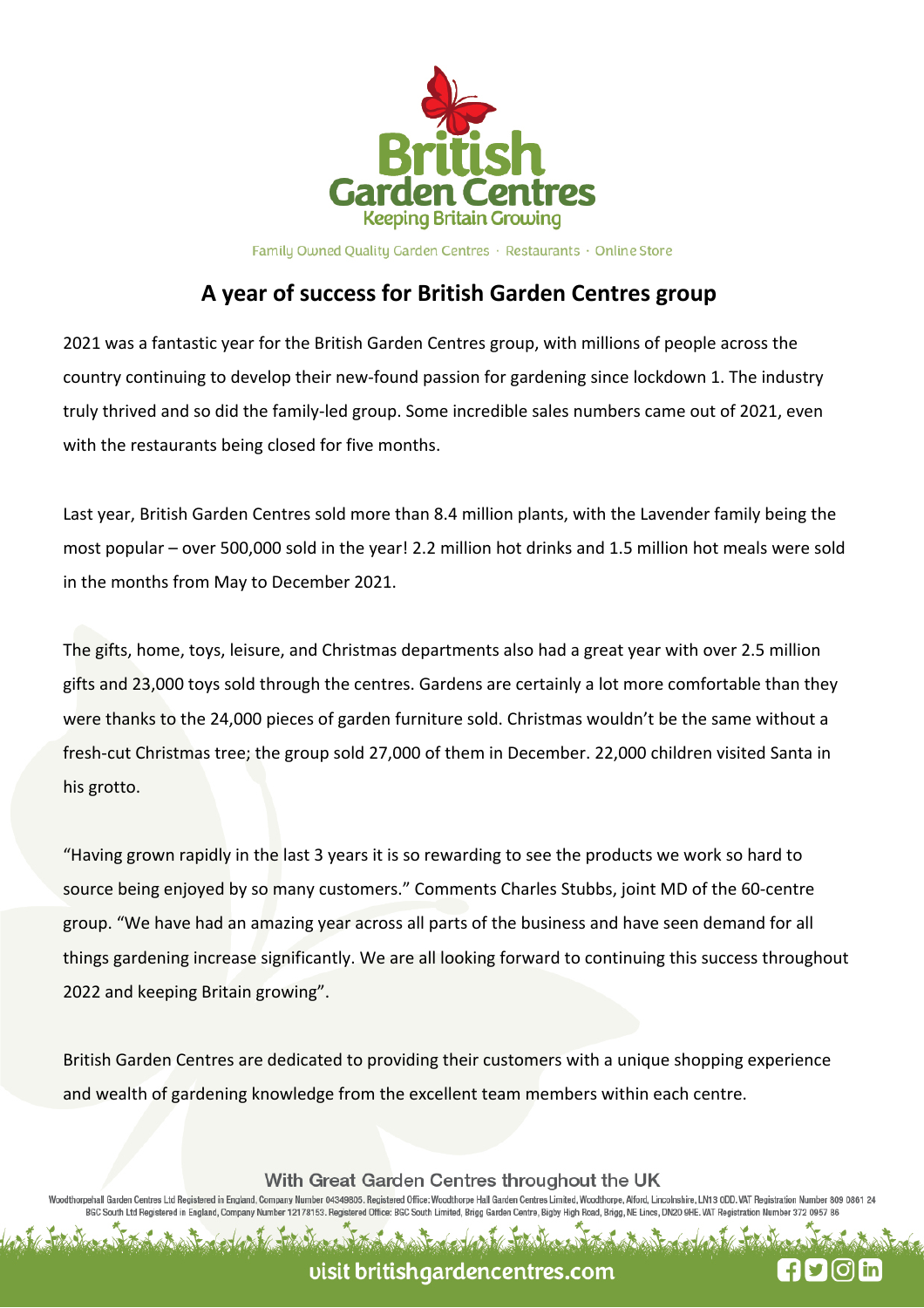British Garden Centres
Keeping Britain Growing

Family Owned Quality Garden Centres · Restaurants · Online Store

# A year of success for British Garden Centres group

2021 was a fantastic year for the British Garden Centres group, with millions of people across the country continuing to develop their new-found passion for gardening since lockdown 1. The industry truly thrived and so did the family-led group. Some incredible sales numbers came out of 2021, even with the restaurants being closed for five months.

Last year, British Garden Centres sold more than 8.4 million plants, with the Lavender family being the most popular – over 500,000 sold in the year! 2.2 million hot drinks and 1.5 million hot meals were sold in the months from May to December 2021.

The gifts, home, toys, leisure, and Christmas departments also had a great year with over 2.5 million gifts and 23,000 toys sold through the centres. Gardens are certainly a lot more comfortable than they were thanks to the 24,000 pieces of garden furniture sold. Christmas wouldn't be the same without a fresh-cut Christmas tree; the group sold 27,000 of them in December. 22,000 children visited Santa in his grotto.

"Having grown rapidly in the last 3 years it is so rewarding to see the products we work so hard to source being enjoyed by so many customers." Comments Charles Stubbs, joint MD of the 60-centre group. "We have had an amazing year across all parts of the business and have seen demand for all things gardening increase significantly. We are all looking forward to continuing this success throughout 2022 and keeping Britain growing".

British Garden Centres are dedicated to providing their customers with a unique shopping experience and wealth of gardening knowledge from the excellent team members within each centre.

With Great Garden Centres throughout the UK

Woodthorpehall Garden Centres Ltd Registered in England, Company Number 04349805. Registered Office: Woodthorpe Hall Garden Centres Limited, Woodthorpe, Alford, Lincolnshire, LN13 0DD. VAT Registration Number 809 0861 24
BGC South Ltd Registered in England, Company Number 12178153. Registered Office: BGC South Limited, Brigg Garden Centre, Bigby High Road, Brigg, NE Lincs, DN20 9HE. VAT Registration Number 372 0957 86

visit britishgardencentres.com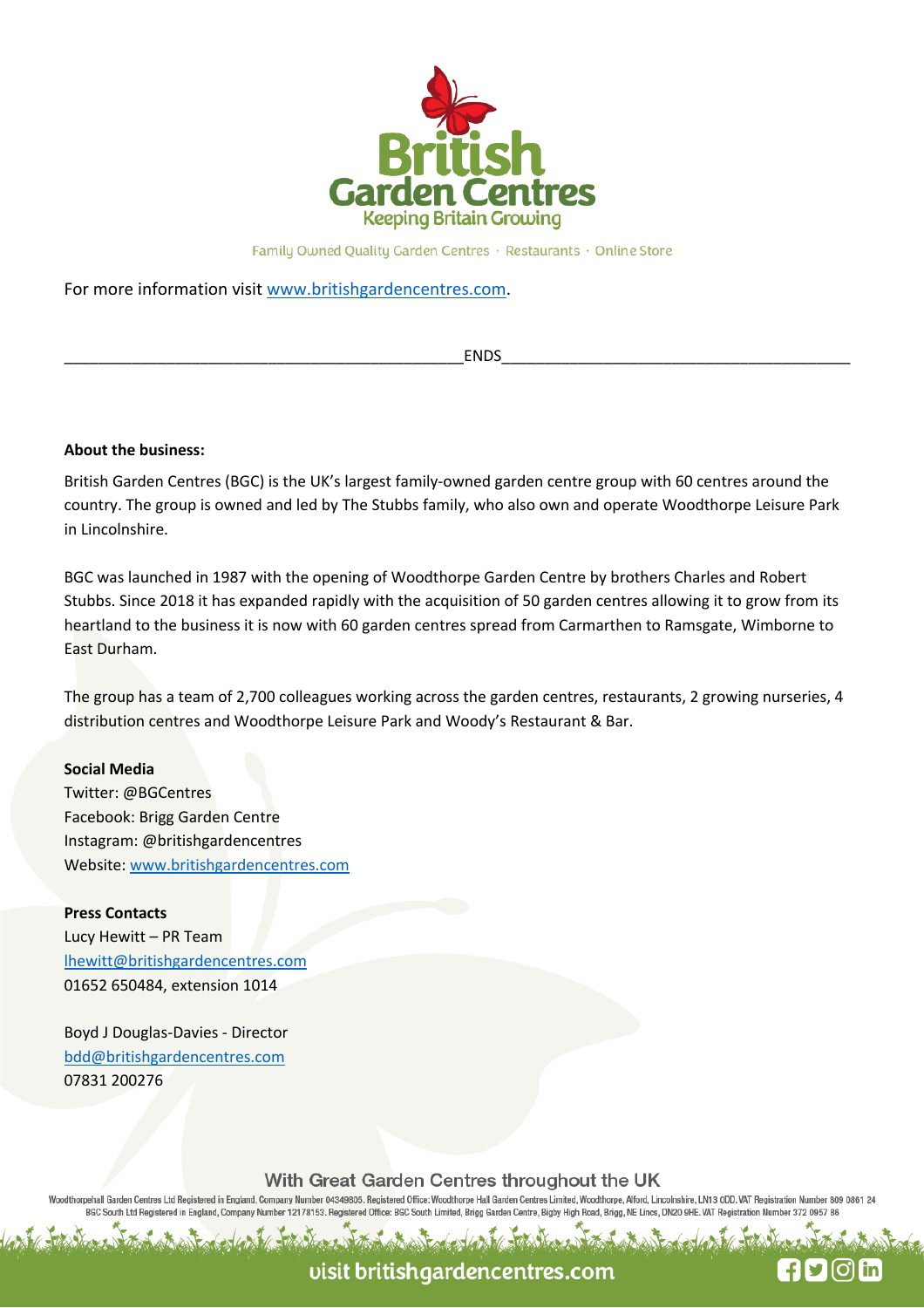For more information visit www.britishgardencentres.com.

_______________________________________________ENDS_________________________________________

**About the business:**

British Garden Centres (BGC) is the UK's largest family-owned garden centre group with 60 centres around the country. The group is owned and led by The Stubbs family, who also own and operate Woodthorpe Leisure Park in Lincolnshire.

BGC was launched in 1987 with the opening of Woodthorpe Garden Centre by brothers Charles and Robert Stubbs. Since 2018 it has expanded rapidly with the acquisition of 50 garden centres allowing it to grow from its heartland to the business it is now with 60 garden centres spread from Carmarthen to Ramsgate, Wimborne to East Durham.

The group has a team of 2,700 colleagues working across the garden centres, restaurants, 2 growing nurseries, 4 distribution centres and Woodthorpe Leisure Park and Woody's Restaurant & Bar.

**Social Media**
Twitter: @BGCentres
Facebook: Brigg Garden Centre
Instagram: @britishgardencentres
Website: www.britishgardencentres.com

**Press Contacts**
Lucy Hewitt – PR Team
lhewitt@britishgardencentres.com
01652 650484, extension 1014

Boyd J Douglas-Davies - Director
bdd@britishgardencentres.com
07831 200276